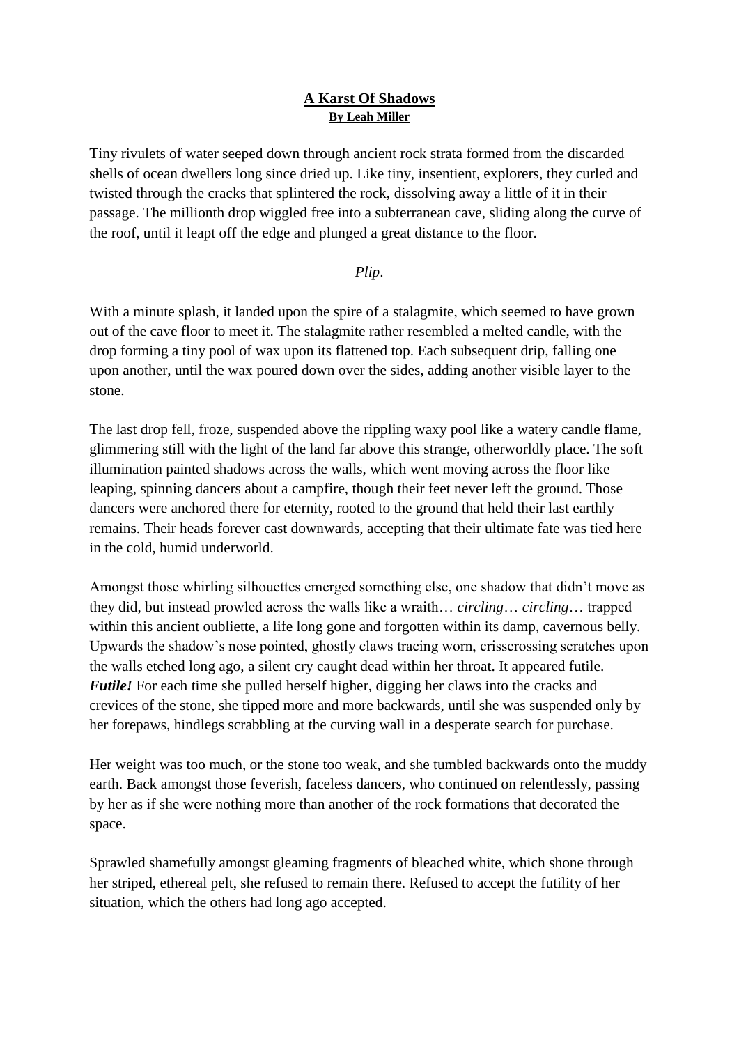# A Karst Of Shadows

**By Leah Miller**

Tiny rivulets of water seeped down through ancient rock strata formed from the discarded shells of ocean dwellers long since dried up. Like tiny, insentient, explorers, they curled and twisted through the cracks that splintered the rock, dissolving away a little of it in their passage. The millionth drop wiggled free into a subterranean cave, sliding along the curve of the roof, until it leapt off the edge and plunged a great distance to the floor.

*Plip*.

With a minute splash, it landed upon the spire of a stalagmite, which seemed to have grown out of the cave floor to meet it. The stalagmite rather resembled a melted candle, with the drop forming a tiny pool of wax upon its flattened top. Each subsequent drip, falling one upon another, until the wax poured down over the sides, adding another visible layer to the stone.

The last drop fell, froze, suspended above the rippling waxy pool like a watery candle flame, glimmering still with the light of the land far above this strange, otherworldly place. The soft illumination painted shadows across the walls, which went moving across the floor like leaping, spinning dancers about a campfire, though their feet never left the ground. Those dancers were anchored there for eternity, rooted to the ground that held their last earthly remains. Their heads forever cast downwards, accepting that their ultimate fate was tied here in the cold, humid underworld.

Amongst those whirling silhouettes emerged something else, one shadow that didn't move as they did, but instead prowled across the walls like a wraith… *circling*… *circling*… trapped within this ancient oubliette, a life long gone and forgotten within its damp, cavernous belly. Upwards the shadow's nose pointed, ghostly claws tracing worn, crisscrossing scratches upon the walls etched long ago, a silent cry caught dead within her throat. It appeared futile. ***Futile!*** For each time she pulled herself higher, digging her claws into the cracks and crevices of the stone, she tipped more and more backwards, until she was suspended only by her forepaws, hindlegs scrabbling at the curving wall in a desperate search for purchase.

Her weight was too much, or the stone too weak, and she tumbled backwards onto the muddy earth. Back amongst those feverish, faceless dancers, who continued on relentlessly, passing by her as if she were nothing more than another of the rock formations that decorated the space.

Sprawled shamefully amongst gleaming fragments of bleached white, which shone through her striped, ethereal pelt, she refused to remain there. Refused to accept the futility of her situation, which the others had long ago accepted.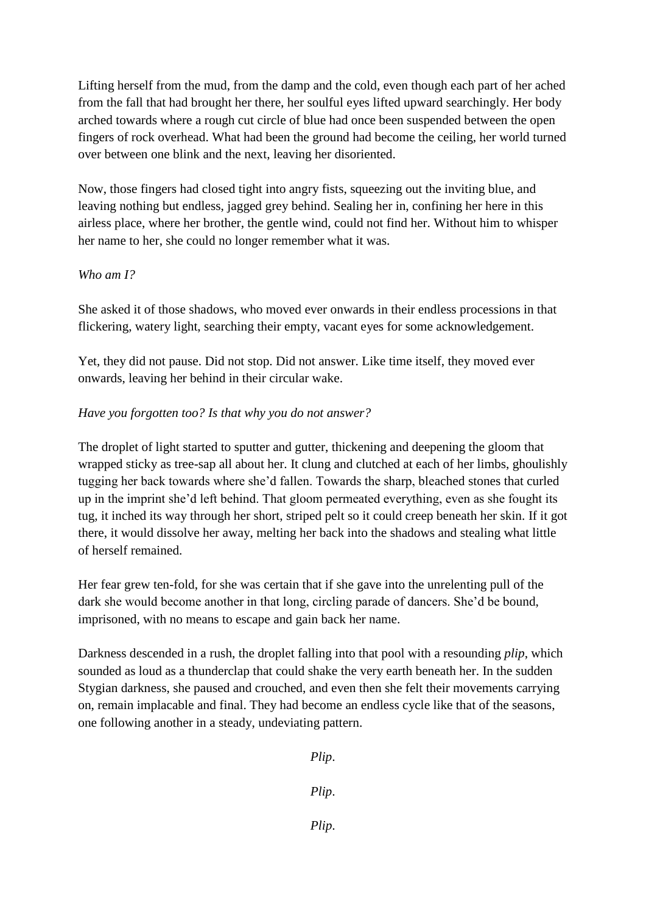Lifting herself from the mud, from the damp and the cold, even though each part of her ached from the fall that had brought her there, her soulful eyes lifted upward searchingly. Her body arched towards where a rough cut circle of blue had once been suspended between the open fingers of rock overhead. What had been the ground had become the ceiling, her world turned over between one blink and the next, leaving her disoriented.

Now, those fingers had closed tight into angry fists, squeezing out the inviting blue, and leaving nothing but endless, jagged grey behind. Sealing her in, confining her here in this airless place, where her brother, the gentle wind, could not find her. Without him to whisper her name to her, she could no longer remember what it was.

*Who am I?*

She asked it of those shadows, who moved ever onwards in their endless processions in that flickering, watery light, searching their empty, vacant eyes for some acknowledgement.

Yet, they did not pause. Did not stop. Did not answer. Like time itself, they moved ever onwards, leaving her behind in their circular wake.

*Have you forgotten too? Is that why you do not answer?*

The droplet of light started to sputter and gutter, thickening and deepening the gloom that wrapped sticky as tree-sap all about her. It clung and clutched at each of her limbs, ghoulishly tugging her back towards where she'd fallen. Towards the sharp, bleached stones that curled up in the imprint she'd left behind. That gloom permeated everything, even as she fought its tug, it inched its way through her short, striped pelt so it could creep beneath her skin. If it got there, it would dissolve her away, melting her back into the shadows and stealing what little of herself remained.

Her fear grew ten-fold, for she was certain that if she gave into the unrelenting pull of the dark she would become another in that long, circling parade of dancers. She'd be bound, imprisoned, with no means to escape and gain back her name.

Darkness descended in a rush, the droplet falling into that pool with a resounding *plip*, which sounded as loud as a thunderclap that could shake the very earth beneath her. In the sudden Stygian darkness, she paused and crouched, and even then she felt their movements carrying on, remain implacable and final. They had become an endless cycle like that of the seasons, one following another in a steady, undeviating pattern.

*Plip*.

*Plip*.

*Plip*.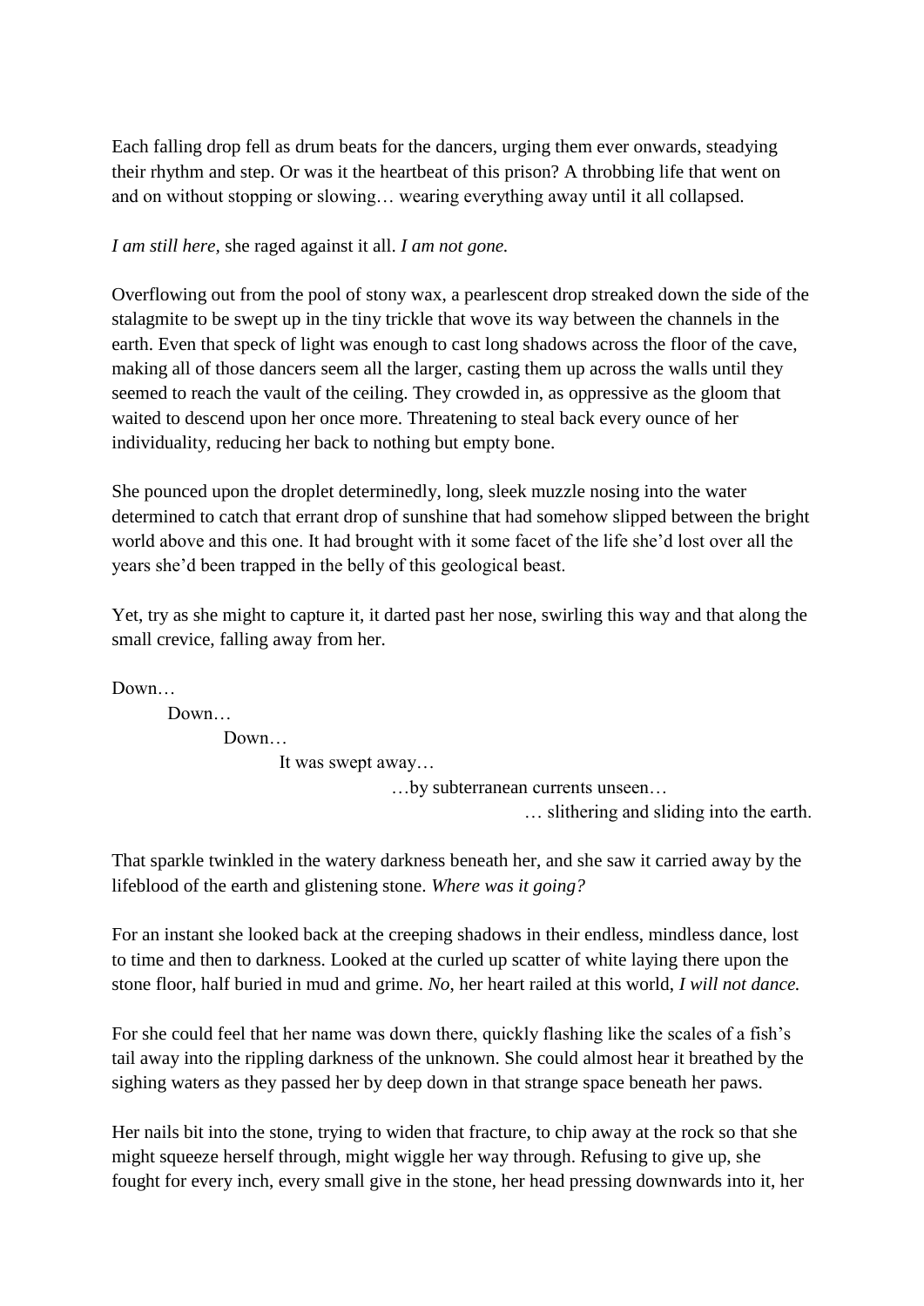Each falling drop fell as drum beats for the dancers, urging them ever onwards, steadying their rhythm and step. Or was it the heartbeat of this prison? A throbbing life that went on and on without stopping or slowing… wearing everything away until it all collapsed.

*I am still here,* she raged against it all. *I am not gone.*

Overflowing out from the pool of stony wax, a pearlescent drop streaked down the side of the stalagmite to be swept up in the tiny trickle that wove its way between the channels in the earth. Even that speck of light was enough to cast long shadows across the floor of the cave, making all of those dancers seem all the larger, casting them up across the walls until they seemed to reach the vault of the ceiling. They crowded in, as oppressive as the gloom that waited to descend upon her once more. Threatening to steal back every ounce of her individuality, reducing her back to nothing but empty bone.

She pounced upon the droplet determinedly, long, sleek muzzle nosing into the water determined to catch that errant drop of sunshine that had somehow slipped between the bright world above and this one. It had brought with it some facet of the life she'd lost over all the years she'd been trapped in the belly of this geological beast.

Yet, try as she might to capture it, it darted past her nose, swirling this way and that along the small crevice, falling away from her.

Down…

Down…

Down…

It was swept away…

…by subterranean currents unseen…

… slithering and sliding into the earth.

That sparkle twinkled in the watery darkness beneath her, and she saw it carried away by the lifeblood of the earth and glistening stone. *Where was it going?*

For an instant she looked back at the creeping shadows in their endless, mindless dance, lost to time and then to darkness. Looked at the curled up scatter of white laying there upon the stone floor, half buried in mud and grime. *No*, her heart railed at this world, *I will not dance.*

For she could feel that her name was down there, quickly flashing like the scales of a fish's tail away into the rippling darkness of the unknown. She could almost hear it breathed by the sighing waters as they passed her by deep down in that strange space beneath her paws.

Her nails bit into the stone, trying to widen that fracture, to chip away at the rock so that she might squeeze herself through, might wiggle her way through. Refusing to give up, she fought for every inch, every small give in the stone, her head pressing downwards into it, her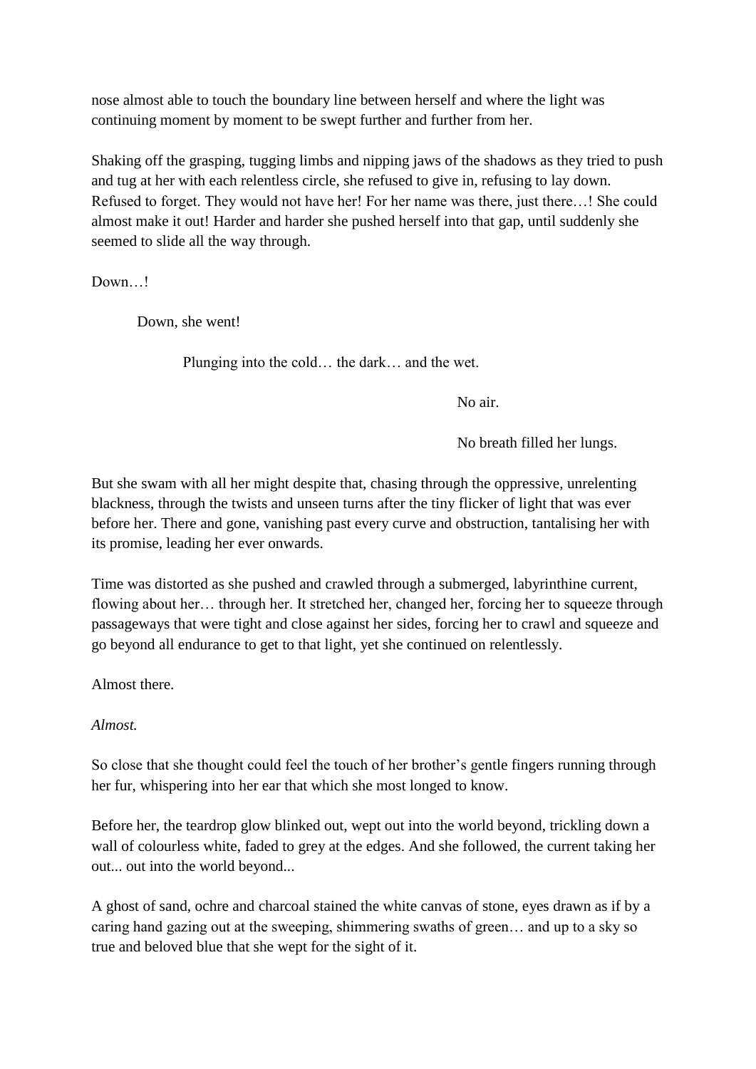nose almost able to touch the boundary line between herself and where the light was continuing moment by moment to be swept further and further from her.

Shaking off the grasping, tugging limbs and nipping jaws of the shadows as they tried to push and tug at her with each relentless circle, she refused to give in, refusing to lay down. Refused to forget. They would not have her! For her name was there, just there…! She could almost make it out! Harder and harder she pushed herself into that gap, until suddenly she seemed to slide all the way through.

Down…!

Down, she went!

Plunging into the cold… the dark… and the wet.

No air.

No breath filled her lungs.

But she swam with all her might despite that, chasing through the oppressive, unrelenting blackness, through the twists and unseen turns after the tiny flicker of light that was ever before her. There and gone, vanishing past every curve and obstruction, tantalising her with its promise, leading her ever onwards.

Time was distorted as she pushed and crawled through a submerged, labyrinthine current, flowing about her… through her. It stretched her, changed her, forcing her to squeeze through passageways that were tight and close against her sides, forcing her to crawl and squeeze and go beyond all endurance to get to that light, yet she continued on relentlessly.

Almost there.

*Almost.*

So close that she thought could feel the touch of her brother's gentle fingers running through her fur, whispering into her ear that which she most longed to know.

Before her, the teardrop glow blinked out, wept out into the world beyond, trickling down a wall of colourless white, faded to grey at the edges. And she followed, the current taking her out... out into the world beyond...

A ghost of sand, ochre and charcoal stained the white canvas of stone, eyes drawn as if by a caring hand gazing out at the sweeping, shimmering swaths of green… and up to a sky so true and beloved blue that she wept for the sight of it.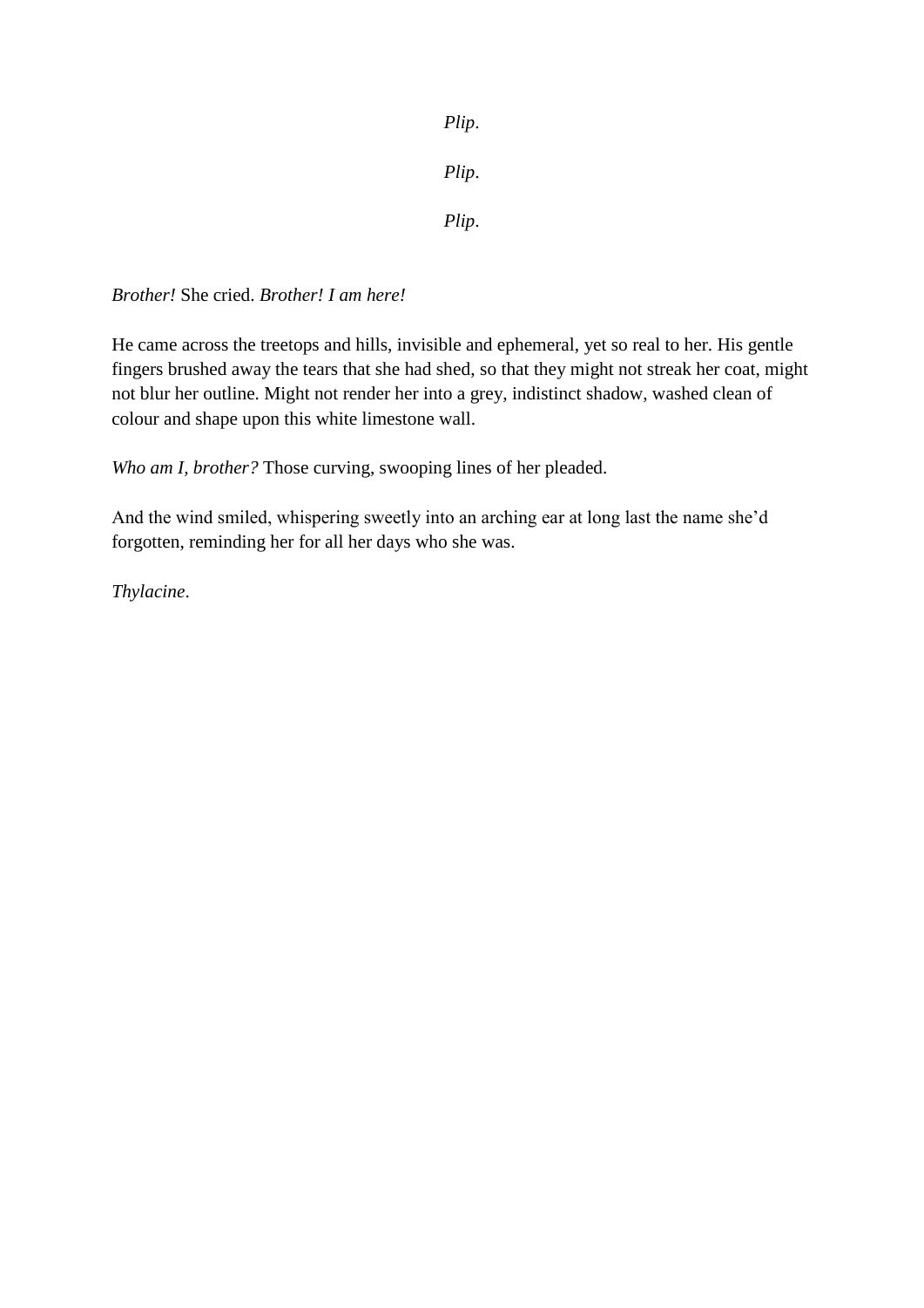*Plip*.

*Plip*.

*Plip*.

*Brother!* She cried. *Brother! I am here!*

He came across the treetops and hills, invisible and ephemeral, yet so real to her. His gentle fingers brushed away the tears that she had shed, so that they might not streak her coat, might not blur her outline. Might not render her into a grey, indistinct shadow, washed clean of colour and shape upon this white limestone wall.

*Who am I, brother?* Those curving, swooping lines of her pleaded.

And the wind smiled, whispering sweetly into an arching ear at long last the name she'd forgotten, reminding her for all her days who she was.

*Thylacine*.